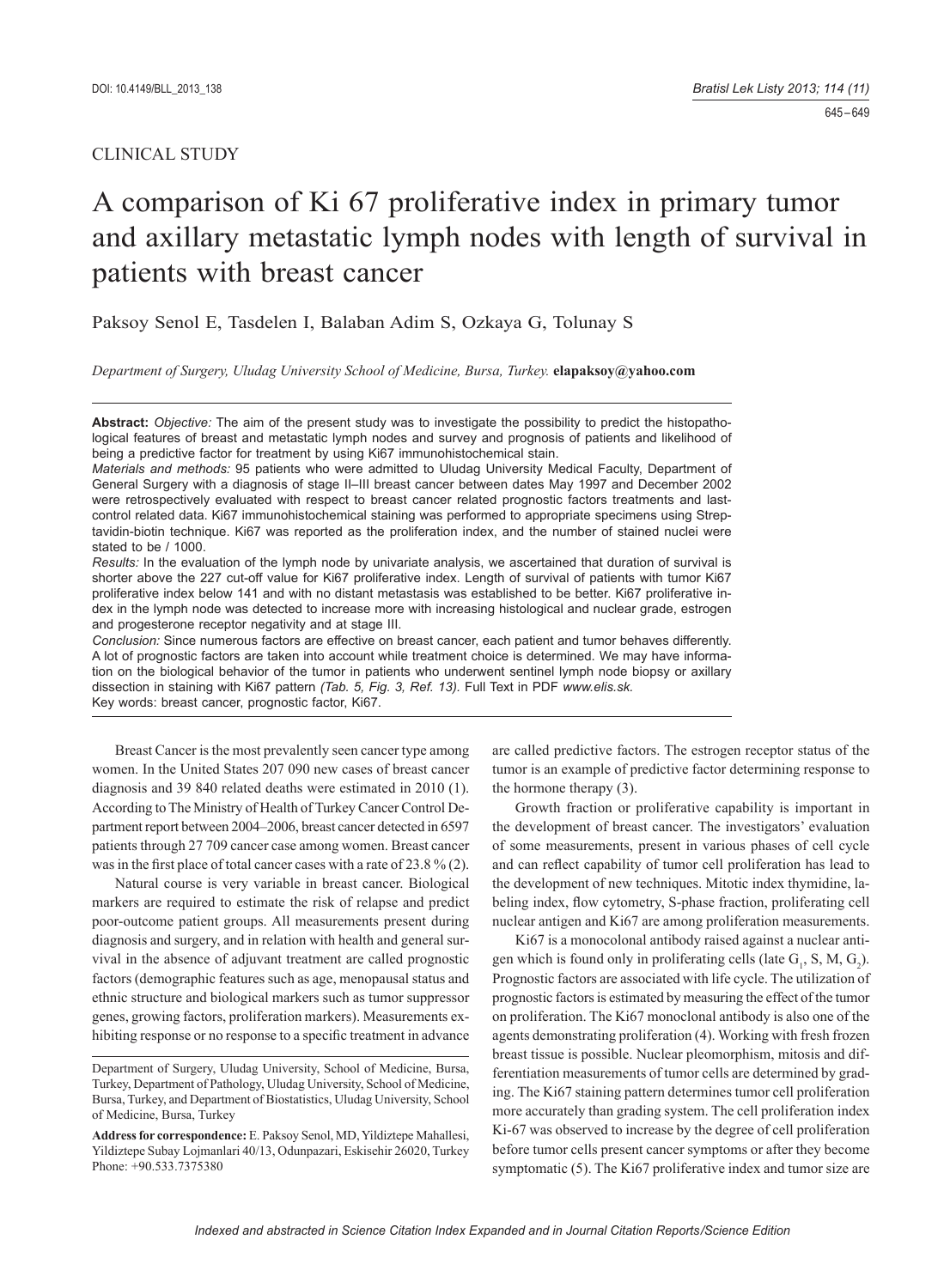CLINICAL STUDY

# A comparison of Ki 67 proliferative index in primary tumor and axillary metastatic lymph nodes with length of survival in patients with breast cancer

Paksoy Senol E, Tasdelen I, Balaban Adim S, Ozkaya G, Tolunay S

*Department of Surgery, Uludag University School of Medicine, Bursa, Turkey.* **elapaksoy@yahoo.com**

**Abstract:** *Objective:* The aim of the present study was to investigate the possibility to predict the histopathological features of breast and metastatic lymph nodes and survey and prognosis of patients and likelihood of being a predictive factor for treatment by using Ki67 immunohistochemical stain.

*Materials and methods:* 95 patients who were admitted to Uludag University Medical Faculty, Department of General Surgery with a diagnosis of stage II–III breast cancer between dates May 1997 and December 2002 were retrospectively evaluated with respect to breast cancer related prognostic factors treatments and last-control related data. Ki67 immunohistochemical staining was performed to appropriate specimens using Streptavidin-biotin technique. Ki67 was reported as the proliferation index, and the number of stained nuclei were stated to be / 1000.

*Results:* In the evaluation of the lymph node by univariate analysis, we ascertained that duration of survival is shorter above the 227 cut-off value for Ki67 proliferative index. Length of survival of patients with tumor Ki67 proliferative index below 141 and with no distant metastasis was established to be better. Ki67 proliferative index in the lymph node was detected to increase more with increasing histological and nuclear grade, estrogen and progesterone receptor negativity and at stage III.

*Conclusion:* Since numerous factors are effective on breast cancer, each patient and tumor behaves differently. A lot of prognostic factors are taken into account while treatment choice is determined. We may have information on the biological behavior of the tumor in patients who underwent sentinel lymph node biopsy or axillary dissection in staining with Ki67 pattern *(Tab. 5, Fig. 3, Ref. 13).* Full Text in PDF *www.elis.sk.*

Key words: breast cancer, prognostic factor, Ki67.

Breast Cancer is the most prevalently seen cancer type among women. In the United States 207 090 new cases of breast cancer diagnosis and 39 840 related deaths were estimated in 2010 (1). According to The Ministry of Health of Turkey Cancer Control Department report between 2004–2006, breast cancer detected in 6597 patients through 27 709 cancer case among women. Breast cancer was in the first place of total cancer cases with a rate of 23.8 % (2).

Natural course is very variable in breast cancer. Biological markers are required to estimate the risk of relapse and predict poor-outcome patient groups. All measurements present during diagnosis and surgery, and in relation with health and general survival in the absence of adjuvant treatment are called prognostic factors (demographic features such as age, menopausal status and ethnic structure and biological markers such as tumor suppressor genes, growing factors, proliferation markers). Measurements exhibiting response or no response to a specific treatment in advance are called predictive factors. The estrogen receptor status of the tumor is an example of predictive factor determining response to the hormone therapy (3).

Growth fraction or proliferative capability is important in the development of breast cancer. The investigators' evaluation of some measurements, present in various phases of cell cycle and can reflect capability of tumor cell proliferation has lead to the development of new techniques. Mitotic index thymidine, labeling index, flow cytometry, S-phase fraction, proliferating cell nuclear antigen and Ki67 are among proliferation measurements.

Ki67 is a monocolonal antibody raised against a nuclear antigen which is found only in proliferating cells (late $G_1$, S, M, $G_2$). Prognostic factors are associated with life cycle. The utilization of prognostic factors is estimated by measuring the effect of the tumor on proliferation. The Ki67 monoclonal antibody is also one of the agents demonstrating proliferation (4). Working with fresh frozen breast tissue is possible. Nuclear pleomorphism, mitosis and differentiation measurements of tumor cells are determined by grading. The Ki67 staining pattern determines tumor cell proliferation more accurately than grading system. The cell proliferation index Ki-67 was observed to increase by the degree of cell proliferation before tumor cells present cancer symptoms or after they become symptomatic (5). The Ki67 proliferative index and tumor size are

Department of Surgery, Uludag University, School of Medicine, Bursa, Turkey, Department of Pathology, Uludag University, School of Medicine, Bursa, Turkey, and Department of Biostatistics, Uludag University, School of Medicine, Bursa, Turkey

**Address for correspondence:** E. Paksoy Senol, MD, Yildiztepe Mahallesi, Yildiztepe Subay Lojmanlari 40/13, Odunpazari, Eskisehir 26020, Turkey
Phone: +90.533.7375380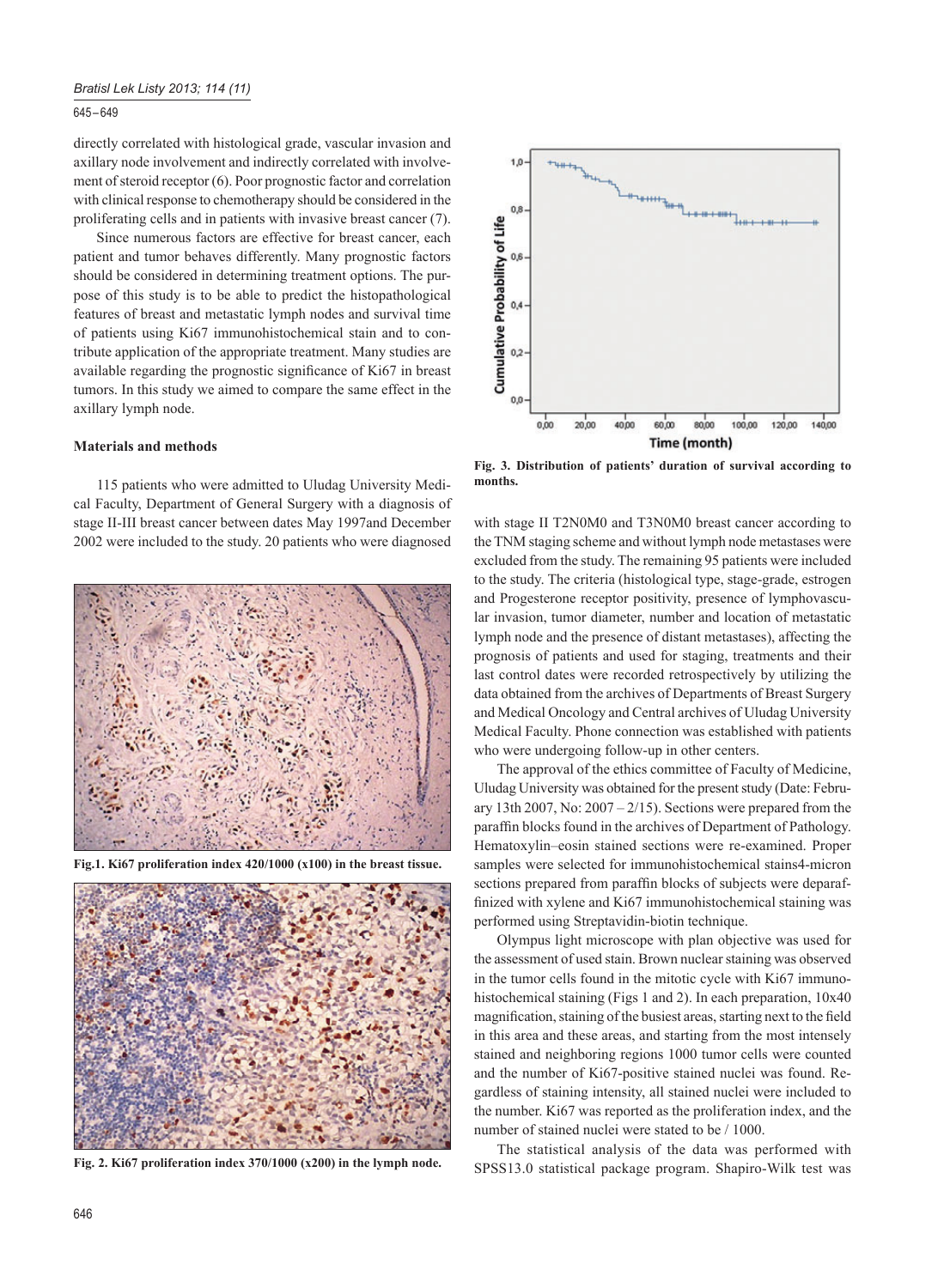directly correlated with histological grade, vascular invasion and axillary node involvement and indirectly correlated with involvement of steroid receptor (6). Poor prognostic factor and correlation with clinical response to chemotherapy should be considered in the proliferating cells and in patients with invasive breast cancer (7).

Since numerous factors are effective for breast cancer, each patient and tumor behaves differently. Many prognostic factors should be considered in determining treatment options. The purpose of this study is to be able to predict the histopathological features of breast and metastatic lymph nodes and survival time of patients using Ki67 immunohistochemical stain and to contribute application of the appropriate treatment. Many studies are available regarding the prognostic significance of Ki67 in breast tumors. In this study we aimed to compare the same effect in the axillary lymph node.

### Materials and methods

115 patients who were admitted to Uludag University Medical Faculty, Department of General Surgery with a diagnosis of stage II-III breast cancer between dates May 1997and December 2002 were included to the study. 20 patients who were diagnosed with stage II T2N0M0 and T3N0M0 breast cancer according to the TNM staging scheme and without lymph node metastases were excluded from the study. The remaining 95 patients were included to the study. The criteria (histological type, stage-grade, estrogen and Progesterone receptor positivity, presence of lymphovascular invasion, tumor diameter, number and location of metastatic lymph node and the presence of distant metastases), affecting the prognosis of patients and used for staging, treatments and their last control dates were recorded retrospectively by utilizing the data obtained from the archives of Departments of Breast Surgery and Medical Oncology and Central archives of Uludag University Medical Faculty. Phone connection was established with patients who were undergoing follow-up in other centers.

Fig.1. Ki67 proliferation index 420/1000 (x100) in the breast tissue.

Fig. 2. Ki67 proliferation index 370/1000 (x200) in the lymph node.

Fig. 3. Distribution of patients' duration of survival according to months.

The approval of the ethics committee of Faculty of Medicine, Uludag University was obtained for the present study (Date: February 13th 2007, No: 2007 – 2/15). Sections were prepared from the paraffin blocks found in the archives of Department of Pathology. Hematoxylin–eosin stained sections were re-examined. Proper samples were selected for immunohistochemical stains4-micron sections prepared from paraffin blocks of subjects were deparaffinized with xylene and Ki67 immunohistochemical staining was performed using Streptavidin-biotin technique.

Olympus light microscope with plan objective was used for the assessment of used stain. Brown nuclear staining was observed in the tumor cells found in the mitotic cycle with Ki67 immunohistochemical staining (Figs 1 and 2). In each preparation, 10x40 magnification, staining of the busiest areas, starting next to the field in this area and these areas, and starting from the most intensely stained and neighboring regions 1000 tumor cells were counted and the number of Ki67-positive stained nuclei was found. Regardless of staining intensity, all stained nuclei were included to the number. Ki67 was reported as the proliferation index, and the number of stained nuclei were stated to be / 1000.

The statistical analysis of the data was performed with SPSS13.0 statistical package program. Shapiro-Wilk test was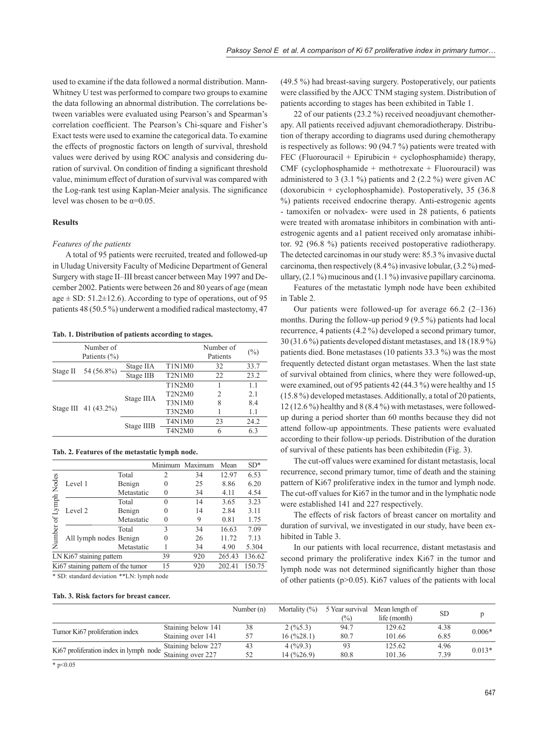used to examine if the data followed a normal distribution. Mann-Whitney U test was performed to compare two groups to examine the data following an abnormal distribution. The correlations between variables were evaluated using Pearson's and Spearman's correlation coefficient. The Pearson's Chi-square and Fisher's Exact tests were used to examine the categorical data. To examine the effects of prognostic factors on length of survival, threshold values were derived by using ROC analysis and considering duration of survival. On condition of finding a significant threshold value, minimum effect of duration of survival was compared with the Log-rank test using Kaplan-Meier analysis. The significance level was chosen to be $\alpha$=0.05.

## Results

*Features of the patients*

A total of 95 patients were recruited, treated and followed-up in Uludag University Faculty of Medicine Department of General Surgery with stage II–III breast cancer between May 1997 and December 2002. Patients were between 26 and 80 years of age (mean age ± SD: 51.2±12.6). According to type of operations, out of 95 patients 48 (50.5 %) underwent a modified radical mastectomy, 47 (49.5 %) had breast-saving surgery. Postoperatively, our patients were classified by the AJCC TNM staging system. Distribution of patients according to stages has been exhibited in Table 1.

**Tab. 1. Distribution of patients according to stages.**

| | Number of Patients (%) | | | Number of Patients | (%) |
|---|---|---|---|---|---|
| Stage II | 54 (56.8%) | Stage IIA | T1N1M0 | 32 | 33.7 |
| | | Stage IIB | T2N1M0 | 22 | 23.2 |
| Stage III | 41 (43.2%) | Stage IIIA | T1N2M0 | 1 | 1.1 |
| | | | T2N2M0 | 2 | 2.1 |
| | | | T3N1M0 | 8 | 8.4 |
| | | | T3N2M0 | 1 | 1.1 |
| | | Stage IIIB | T4N1M0 | 23 | 24.2 |
| | | | T4N2M0 | 6 | 6.3 |

22 of our patients (23.2 %) received neoadjuvant chemotherapy. All patients received adjuvant chemoradiotherapy. Distribution of therapy according to diagrams used during chemotherapy is respectively as follows: 90 (94.7 %) patients were treated with FEC (Fluorouracil + Epirubicin + cyclophosphamide) therapy, CMF (cyclophosphamide + methotrexate + Fluorouracil) was administered to 3 (3.1 %) patients and 2 (2.2 %) were given AC (doxorubicin + cyclophosphamide). Postoperatively, 35 (36.8 %) patients received endocrine therapy. Anti-estrogenic agents - tamoxifen or nolvadex- were used in 28 patients, 6 patients were treated with aromatase inhibitors in combination with anti-estrogenic agents and a1 patient received only aromatase inhibitor. 92 (96.8 %) patients received postoperative radiotherapy. The detected carcinomas in our study were: 85.3 % invasive ductal carcinoma, then respectively (8.4 %) invasive lobular, (3.2 %) medullary, (2.1 %) mucinous and (1.1 %) invasive papillary carcinoma.

Features of the metastatic lymph node have been exhibited in Table 2.

**Tab. 2. Features of the metastatic lymph node.**

| | | | Minimum | Maximum | Mean | SD* |
|---|---|---|---|---|---|---|
| Number of Lymph Nodes | Level 1 | Total | 2 | 34 | 12.97 | 6.53 |
| | | Benign | 0 | 25 | 8.86 | 6.20 |
| | | Metastatic | 0 | 34 | 4.11 | 4.54 |
| | Level 2 | Total | 0 | 14 | 3.65 | 3.23 |
| | | Benign | 0 | 14 | 2.84 | 3.11 |
| | | Metastatic | 0 | 9 | 0.81 | 1.75 |
| | All lymph nodes | Total | 3 | 34 | 16.63 | 7.09 |
| | | Benign | 0 | 26 | 11.72 | 7.13 |
| | | Metastatic | 1 | 34 | 4.90 | 5.304 |
| LN Ki67 staining pattern | | | 39 | 920 | 265.43 | 136.62 |
| Ki67 staining pattern of the tumor | | | 15 | 920 | 202.41 | 150.75 |

\* SD: standard deviation \*\*LN: lymph node

Our patients were followed-up for average 66.2 (2–136) months. During the follow-up period 9 (9.5 %) patients had local recurrence, 4 patients (4.2 %) developed a second primary tumor, 30 (31.6 %) patients developed distant metastases, and 18 (18.9 %) patients died. Bone metastases (10 patients 33.3 %) was the most frequently detected distant organ metastases. When the last state of survival obtained from clinics, where they were followed-up, were examined, out of 95 patients 42 (44.3 %) were healthy and 15 (15.8 %) developed metastases. Additionally, a total of 20 patients, 12 (12.6 %) healthy and 8 (8.4 %) with metastases, were followed-up during a period shorter than 60 months because they did not attend follow-up appointments. These patients were evaluated according to their follow-up periods. Distribution of the duration of survival of these patients has been exhibitedin (Fig. 3).

The cut-off values were examined for distant metastasis, local recurrence, second primary tumor, time of death and the staining pattern of Ki67 proliferative index in the tumor and lymph node. The cut-off values for Ki67 in the tumor and in the lymphatic node were established 141 and 227 respectively.

The effects of risk factors of breast cancer on mortality and duration of survival, we investigated in our study, have been exhibited in Table 3.

In our patients with local recurrence, distant metastasis and second primary the proliferative index Ki67 in the tumor and lymph node was not determined significantly higher than those of other patients ($p>0.05$). Ki67 values of the patients with local

**Tab. 3. Risk factors for breast cancer.**

| | | Number (n) | Mortality (%) | 5 Year survival (%) | Mean length of life (month) | SD | p |
|---|---|---|---|---|---|---|---|
| Tumor Ki67 proliferation index | Staining below 141 | 38 | 2 (%5.3) | 94.7 | 129.62 | 4.38 | 0.006* |
| | Staining over 141 | 57 | 16 (%28.1) | 80.7 | 101.66 | 6.85 | |
| Ki67 proliferation index in lymph node | Staining below 227 | 43 | 4 (%9.3) | 93 | 125.62 | 4.96 | 0.013* |
| | Staining over 227 | 52 | 14 (%26.9) | 80.8 | 101.36 | 7.39 | |

\* $p<0.05$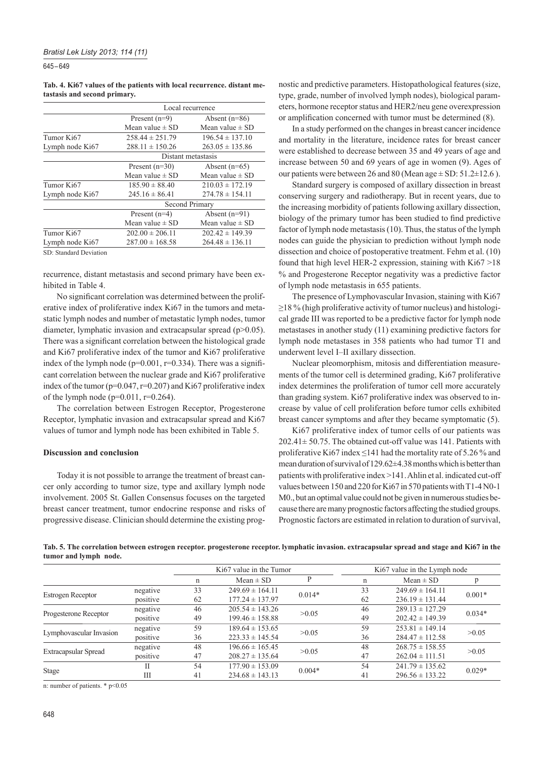**Tab. 4. Ki67 values of the patients with local recurrence. distant metastasis and second primary.**

| | Local recurrence | |
|---|---|---|
| | Present (n=9) | Absent (n=86) |
| | Mean value ± SD | Mean value ± SD |
| Tumor Ki67 | 258.44 ± 251.79 | 196.54 ± 137.10 |
| Lymph node Ki67 | 288.11 ± 150.26 | 263.05 ± 135.86 |
| | **Distant metastasis** | |
| | Present (n=30) | Absent (n=65) |
| | Mean value ± SD | Mean value ± SD |
| Tumor Ki67 | 185.90 ± 88.40 | 210.03 ± 172.19 |
| Lymph node Ki67 | 245.16 ± 86.41 | 274.78 ± 154.11 |
| | **Second Primary** | |
| | Present (n=4) | Absent (n=91) |
| | Mean value ± SD | Mean value ± SD |
| Tumor Ki67 | 202.00 ± 206.11 | 202.42 ± 149.39 |
| Lymph node Ki67 | 287.00 ± 168.58 | 264.48 ± 136.11 |

SD: Standard Deviation

recurrence, distant metastasis and second primary have been exhibited in Table 4.

No significant correlation was determined between the proliferative index of proliferative index Ki67 in the tumors and metastatic lymph nodes and number of metastatic lymph nodes, tumor diameter, lymphatic invasion and extracapsular spread ($p>0.05$). There was a significant correlation between the histological grade and Ki67 proliferative index of the tumor and Ki67 proliferative index of the lymph node ($p=0.001$, $r=0.334$). There was a significant correlation between the nuclear grade and Ki67 proliferative index of the tumor ($p=0.047$, $r=0.207$) and Ki67 proliferative index of the lymph node ($p=0.011$, $r=0.264$).

The correlation between Estrogen Receptor, Progesterone Receptor, lymphatic invasion and extracapsular spread and Ki67 values of tumor and lymph node has been exhibited in Table 5.

## Discussion and conclusion

Today it is not possible to arrange the treatment of breast cancer only according to tumor size, type and axillary lymph node involvement. 2005 St. Gallen Consensus focuses on the targeted breast cancer treatment, tumor endocrine response and risks of progressive disease. Clinician should determine the existing prognostic and predictive parameters. Histopathological features (size, type, grade, number of involved lymph nodes), biological parameters, hormone receptor status and HER2/neu gene overexpression or amplification concerned with tumor must be determined (8).

In a study performed on the changes in breast cancer incidence and mortality in the literature, incidence rates for breast cancer were established to decrease between 35 and 49 years of age and increase between 50 and 69 years of age in women (9). Ages of our patients were between 26 and 80 (Mean age ± SD: 51.2±12.6 ).

Standard surgery is composed of axillary dissection in breast conserving surgery and radiotherapy. But in recent years, due to the increasing morbidity of patients following axillary dissection, biology of the primary tumor has been studied to find predictive factor of lymph node metastasis (10). Thus, the status of the lymph nodes can guide the physician to prediction without lymph node dissection and choice of postoperative treatment. Fehm et al. (10) found that high level HER-2 expression, staining with Ki67 >18 % and Progesterone Receptor negativity was a predictive factor of lymph node metastasis in 655 patients.

The presence of Lymphovascular Invasion, staining with Ki67 ≥18 % (high proliferative activity of tumor nucleus) and histological grade III was reported to be a predictive factor for lymph node metastases in another study (11) examining predictive factors for lymph node metastases in 358 patients who had tumor T1 and underwent level I–II axillary dissection.

Nuclear pleomorphism, mitosis and differentiation measurements of the tumor cell is determined grading, Ki67 proliferative index determines the proliferation of tumor cell more accurately than grading system. Ki67 proliferative index was observed to increase by value of cell proliferation before tumor cells exhibited breast cancer symptoms and after they became symptomatic (5).

Ki67 proliferative index of tumor cells of our patients was 202.41± 50.75. The obtained cut-off value was 141. Patients with proliferative Ki67 index ≤141 had the mortality rate of 5.26 % and mean duration of survival of 129.62±4.38 months which is better than patients with proliferative index >141. Ahlin et al. indicated cut-off values between 150 and 220 for Ki67 in 570 patients with T1-4 N0-1 M0., but an optimal value could not be given in numerous studies because there are many prognostic factors affecting the studied groups. Prognostic factors are estimated in relation to duration of survival,

**Tab. 5. The correlation between estrogen receptor. progesterone receptor. lymphatic invasion. extracapsular spread and stage and Ki67 in the tumor and lymph node.**

| | | Ki67 value in the Tumor | | | Ki67 value in the Lymph node | | |
|---|---|---|---|---|---|---|---|
| | | n | Mean ± SD | P | n | Mean ± SD | p |
| Estrogen Receptor | negative | 33 | 249.69 ± 164.11 | 0.014* | 33 | 249.69 ± 164.11 | 0.001* |
| | positive | 62 | 177.24 ± 137.97 | | 62 | 236.19 ± 131.44 | |
| Progesterone Receptor | negative | 46 | 205.54 ± 143.26 | >0.05 | 46 | 289.13 ± 127.29 | 0.034* |
| | positive | 49 | 199.46 ± 158.88 | | 49 | 202.42 ± 149.39 | |
| Lymphovascular Invasion | negative | 59 | 189.64 ± 153.65 | >0.05 | 59 | 253.81 ± 149.14 | >0.05 |
| | positive | 36 | 223.33 ± 145.54 | | 36 | 284.47 ± 112.58 | |
| Extracapsular Spread | negative | 48 | 196.66 ± 165.45 | >0.05 | 48 | 268.75 ± 158.55 | >0.05 |
| | positive | 47 | 208.27 ± 135.64 | | 47 | 262.04 ± 111.51 | |
| Stage | II | 54 | 177.90 ± 153.09 | 0.004* | 54 | 241.79 ± 135.62 | 0.029* |
| | III | 41 | 234.68 ± 143.13 | | 41 | 296.56 ± 133.22 | |

n: number of patients. * $p<0.05$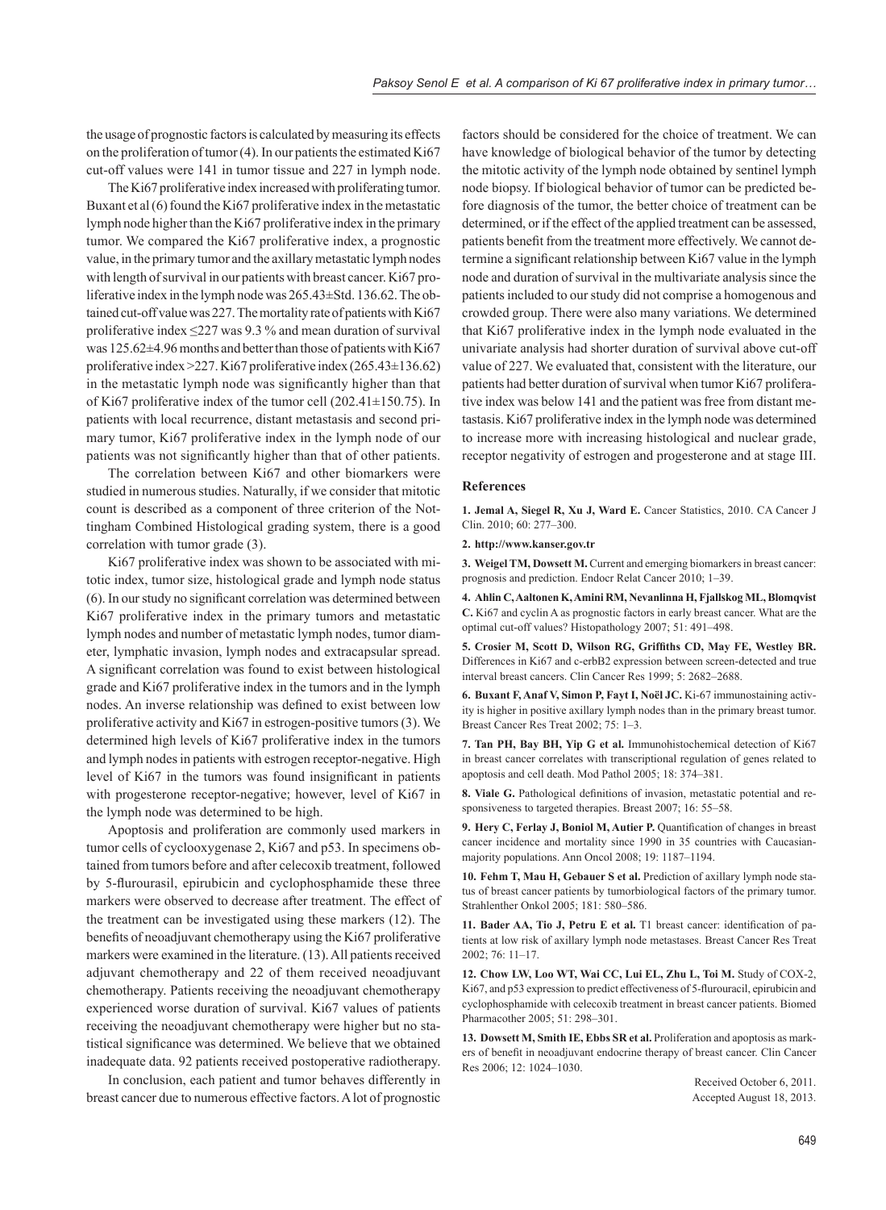the usage of prognostic factors is calculated by measuring its effects on the proliferation of tumor (4). In our patients the estimated Ki67 cut-off values were 141 in tumor tissue and 227 in lymph node.

The Ki67 proliferative index increased with proliferating tumor. Buxant et al (6) found the Ki67 proliferative in the metastatic lymph node higher than the Ki67 proliferative index in the primary tumor. We compared the Ki67 proliferative index, a prognostic value, in the primary tumor and the axillary metastatic lymph nodes with length of survival in our patients with breast cancer. Ki67 proliferative index in the lymph node was 265.43±Std. 136.62. The obtained cut-off value was 227. The mortality rate of patients with Ki67 proliferative index ≤227 was 9.3 % and mean duration of survival was 125.62±4.96 months and better than those of patients with Ki67 proliferative index >227. Ki67 proliferative index (265.43±136.62) in the metastatic lymph node was significantly higher than that of Ki67 proliferative index of the tumor cell (202.41±150.75). In patients with local recurrence, distant metastasis and second primary tumor, Ki67 proliferative index in the lymph node of our patients was not significantly higher than that of other patients.

The correlation between Ki67 and other biomarkers were studied in numerous studies. Naturally, if we consider that mitotic count is described as a component of three criterion of the Nottingham Combined Histological grading system, there is a good correlation with tumor grade (3).

Ki67 proliferative index was shown to be associated with mitotic index, tumor size, histological grade and lymph node status (6). In our study no significant correlation was determined between Ki67 proliferative index in the primary tumors and metastatic lymph nodes and number of metastatic lymph nodes, tumor diameter, lymphatic invasion, lymph nodes and extracapsular spread. A significant correlation was found to exist between histological grade and Ki67 proliferative index in the tumors and in the lymph nodes. An inverse relationship was defined to exist between low proliferative activity and Ki67 in estrogen-positive tumors (3). We determined high levels of Ki67 proliferative index in the tumors and lymph nodes in patients with estrogen receptor-negative. High level of Ki67 in the tumors was found insignificant in patients with progesterone receptor-negative; however, level of Ki67 in the lymph node was determined to be high.

Apoptosis and proliferation are commonly used markers in tumor cells of cyclooxygenase 2, Ki67 and p53. In specimens obtained from tumors before and after celecoxib treatment, followed by 5-flurourasil, epirubicin and cyclophosphamide these three markers were observed to decrease after treatment. The effect of the treatment can be investigated using these markers (12). The benefits of neoadjuvant chemotherapy using the Ki67 proliferative markers were examined in the literature. (13). All patients received adjuvant chemotherapy and 22 of them received neoadjuvant chemotherapy. Patients receiving the neoadjuvant chemotherapy experienced worse duration of survival. Ki67 values of patients receiving the neoadjuvant chemotherapy were higher but no statistical significance was determined. We believe that we obtained inadequate data. 92 patients received postoperative radiotherapy.

In conclusion, each patient and tumor behaves differently in breast cancer due to numerous effective factors. A lot of prognostic factors should be considered for the choice of treatment. We can have knowledge of biological behavior of the tumor by detecting the mitotic activity of the lymph node obtained by sentinel lymph node biopsy. If biological behavior of tumor can be predicted before diagnosis of the tumor, the better choice of treatment can be determined, or if the effect of the applied treatment can be assessed, patients benefit from the treatment more effectively. We cannot determine a significant relationship between Ki67 value in the lymph node and duration of survival in the multivariate analysis since the patients included to our study did not comprise a homogenous and crowded group. There were also many variations. We determined that Ki67 proliferative index in the lymph node evaluated in the univariate analysis had shorter duration of survival above cut-off value of 227. We evaluated that, consistent with the literature, our patients had better duration of survival when tumor Ki67 proliferative index was below 141 and the patient was free from distant metastasis. Ki67 proliferative index in the lymph node was determined to increase more with increasing histological and nuclear grade, receptor negativity of estrogen and progesterone and at stage III.

## References

**1. Jemal A, Siegel R, Xu J, Ward E.** Cancer Statistics, 2010. CA Cancer J Clin. 2010; 60: 277–300.

**2. http://www.kanser.gov.tr**

**3. Weigel TM, Dowsett M.** Current and emerging biomarkers in breast cancer: prognosis and prediction. Endocr Relat Cancer 2010; 1–39.

**4. Ahlin C, Aaltonen K, Amini RM, Nevanlinna H, Fjallskog ML, Blomqvist C.** Ki67 and cyclin A as prognostic factors in early breast cancer. What are the optimal cut-off values? Histopathology 2007; 51: 491–498.

**5. Crosier M, Scott D, Wilson RG, Griffiths CD, May FE, Westley BR.** Differences in Ki67 and c-erbB2 expression between screen-detected and true interval breast cancers. Clin Cancer Res 1999; 5: 2682–2688.

**6. Buxant F, Anaf V, Simon P, Fayt I, Noël JC.** Ki-67 immunostaining activity is higher in positive axillary lymph nodes than in the primary breast tumor. Breast Cancer Res Treat 2002; 75: 1–3.

**7. Tan PH, Bay BH, Yip G et al.** Immunohistochemical detection of Ki67 in breast cancer correlates with transcriptional regulation of genes related to apoptosis and cell death. Mod Pathol 2005; 18: 374–381.

**8. Viale G.** Pathological definitions of invasion, metastatic potential and responsiveness to targeted therapies. Breast 2007; 16: 55–58.

**9. Hery C, Ferlay J, Boniol M, Autier P.** Quantification of changes in breast cancer incidence and mortality since 1990 in 35 countries with Caucasian-majority populations. Ann Oncol 2008; 19: 1187–1194.

**10. Fehm T, Mau H, Gebauer S et al.** Prediction of axillary lymph node status of breast cancer patients by tumorbiological factors of the primary tumor. Strahlenther Onkol 2005; 181: 580–586.

**11. Bader AA, Tio J, Petru E et al.** T1 breast cancer: identification of patients at low risk of axillary lymph node metastases. Breast Cancer Res Treat 2002; 76: 11–17.

**12. Chow LW, Loo WT, Wai CC, Lui EL, Zhu L, Toi M.** Study of COX-2, Ki67, and p53 expression to predict effectiveness of 5-flurouracil, epirubicin and cyclophosphamide with celecoxib treatment in breast cancer patients. Biomed Pharmacother 2005; 51: 298–301.

**13. Dowsett M, Smith IE, Ebbs SR et al.** Proliferation and apoptosis as markers of benefit in neoadjuvant endocrine therapy of breast cancer. Clin Cancer Res 2006; 12: 1024–1030.

Received October 6, 2011.
Accepted August 18, 2013.